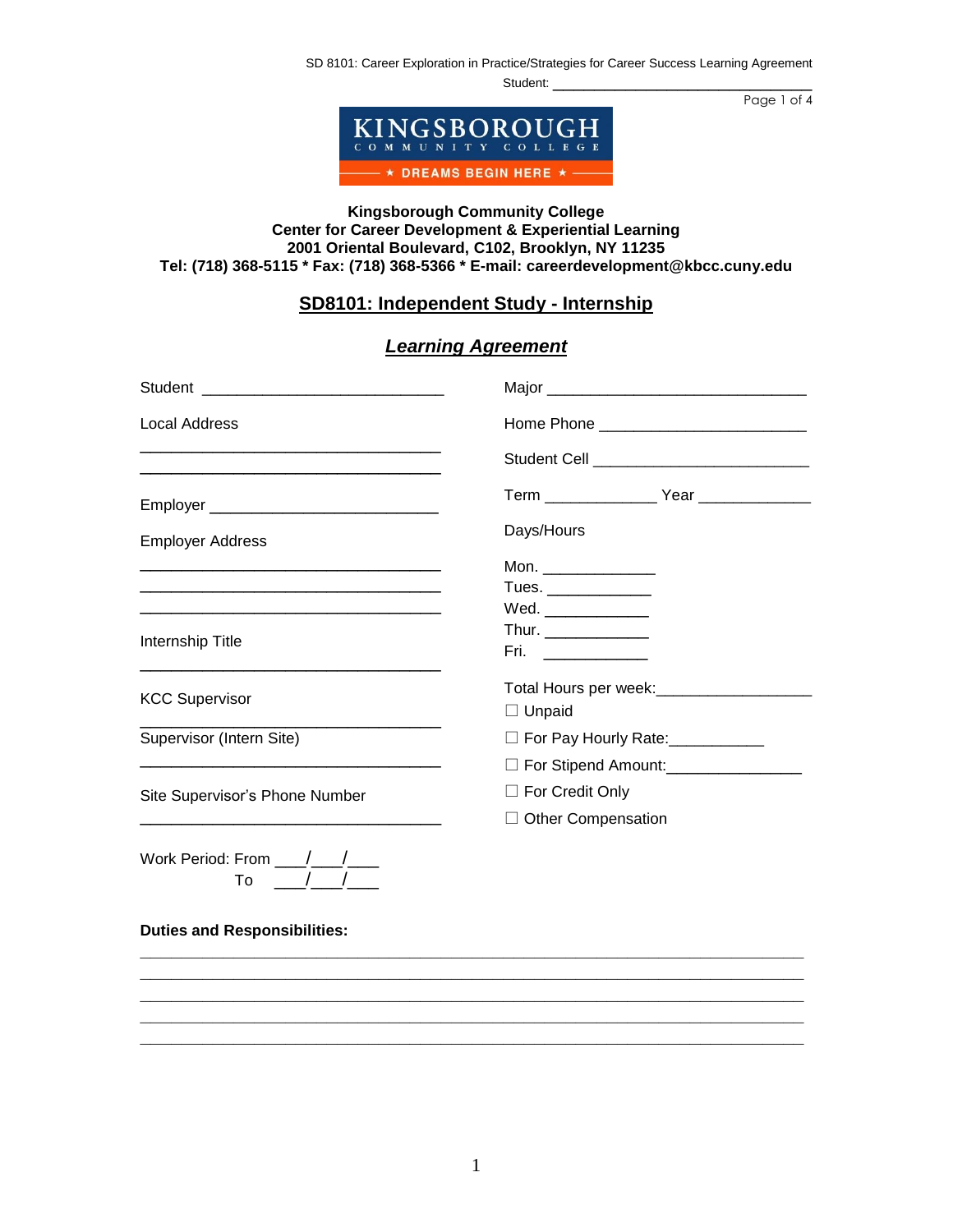KINGSBOROUGH COMMUNITY COLLEGE

★ DREAMS BEGIN HERE ★

**Kingsborough Community College**
**Center for Career Development & Experiential Learning**
**2001 Oriental Boulevard, C102, Brooklyn, NY 11235**
**Tel: (718) 368-5115 * Fax: (718) 368-5366 * E-mail: careerdevelopment@kbcc.cuny.edu**

## SD8101: Independent Study - Internship

### *Learning Agreement*

Student ____________________________

Local Address

____________________________________

____________________________________

Employer __________________________

Employer Address

____________________________________

____________________________________

____________________________________

Internship Title

____________________________________

KCC Supervisor

____________________________________

Supervisor (Intern Site)

____________________________________

Site Supervisor's Phone Number

____________________________________

Work Period: From ___/___/___
To ___/___/___

Major ______________________________

Home Phone ________________________

Student Cell ________________________

Term ____________ Year ____________

Days/Hours

Mon. ____________
Tues. ___________
Wed. ___________
Thur. ___________
Fri. ___________

Total Hours per week:_________________

☐ Unpaid

☐ For Pay Hourly Rate:__________

☐ For Stipend Amount:______________

☐ For Credit Only

☐ Other Compensation

**Duties and Responsibilities:**

______________________________________________________________________

______________________________________________________________________

______________________________________________________________________

______________________________________________________________________

______________________________________________________________________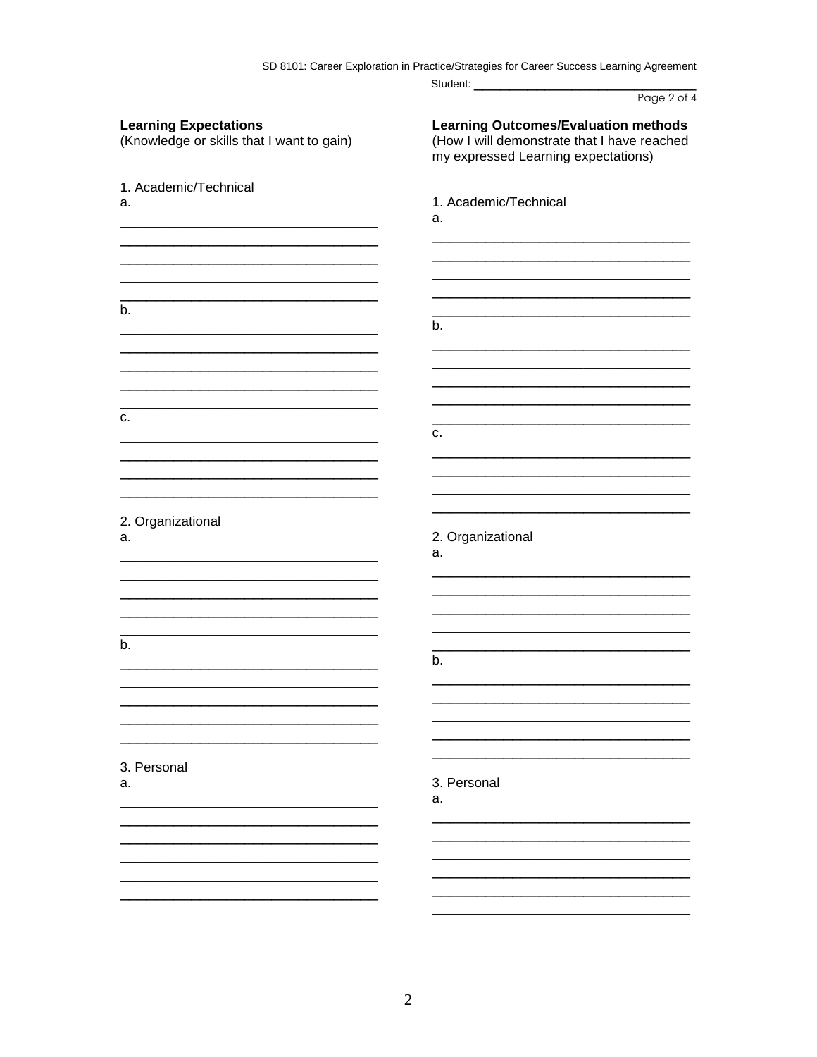Student: ______________________________

## Learning Expectations

(Knowledge or skills that I want to gain)

1. Academic/Technical

a.

______________________________
______________________________
______________________________
______________________________
______________________________

b.

______________________________
______________________________
______________________________
______________________________
______________________________

c.

______________________________
______________________________
______________________________
______________________________

2. Organizational

a.

______________________________
______________________________
______________________________
______________________________
______________________________

b.

______________________________
______________________________
______________________________
______________________________
______________________________

3. Personal

a.

______________________________
______________________________
______________________________
______________________________
______________________________
______________________________

## Learning Outcomes/Evaluation methods

(How I will demonstrate that I have reached my expressed Learning expectations)

1. Academic/Technical

a.

______________________________
______________________________
______________________________
______________________________
______________________________

b.

______________________________
______________________________
______________________________
______________________________
______________________________

c.

______________________________
______________________________
______________________________
______________________________

2. Organizational

a.

______________________________
______________________________
______________________________
______________________________
______________________________

b.

______________________________
______________________________
______________________________
______________________________
______________________________

3. Personal

a.

______________________________
______________________________
______________________________
______________________________
______________________________
______________________________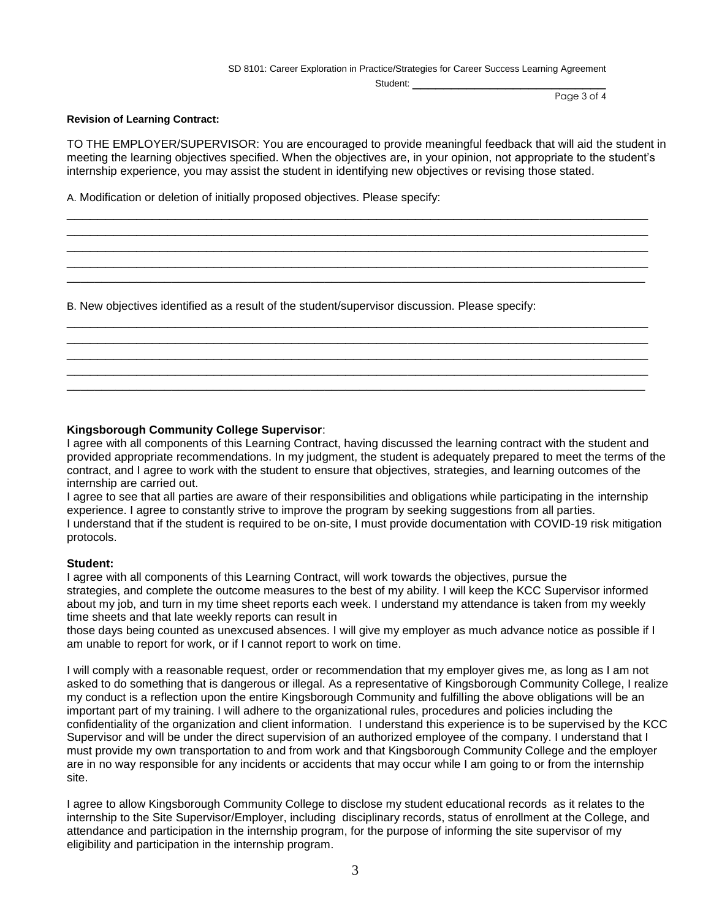**Revision of Learning Contract:**

TO THE EMPLOYER/SUPERVISOR: You are encouraged to provide meaningful feedback that will aid the student in meeting the learning objectives specified. When the objectives are, in your opinion, not appropriate to the student's internship experience, you may assist the student in identifying new objectives or revising those stated.

A. Modification or deletion of initially proposed objectives. Please specify:

\_\_\_\_\_\_\_\_\_\_\_\_\_\_\_\_\_\_\_\_\_\_\_\_\_\_\_\_\_\_\_\_\_\_\_\_\_\_\_\_\_\_\_\_\_\_\_\_\_\_\_\_\_\_\_\_\_\_\_\_\_\_\_\_\_\_\_\_\_\_\_\_\_\_\_\_\_\_

\_\_\_\_\_\_\_\_\_\_\_\_\_\_\_\_\_\_\_\_\_\_\_\_\_\_\_\_\_\_\_\_\_\_\_\_\_\_\_\_\_\_\_\_\_\_\_\_\_\_\_\_\_\_\_\_\_\_\_\_\_\_\_\_\_\_\_\_\_\_\_\_\_\_\_\_\_\_

\_\_\_\_\_\_\_\_\_\_\_\_\_\_\_\_\_\_\_\_\_\_\_\_\_\_\_\_\_\_\_\_\_\_\_\_\_\_\_\_\_\_\_\_\_\_\_\_\_\_\_\_\_\_\_\_\_\_\_\_\_\_\_\_\_\_\_\_\_\_\_\_\_\_\_\_\_\_

\_\_\_\_\_\_\_\_\_\_\_\_\_\_\_\_\_\_\_\_\_\_\_\_\_\_\_\_\_\_\_\_\_\_\_\_\_\_\_\_\_\_\_\_\_\_\_\_\_\_\_\_\_\_\_\_\_\_\_\_\_\_\_\_\_\_\_\_\_\_\_\_\_\_\_\_\_\_

\_\_\_\_\_\_\_\_\_\_\_\_\_\_\_\_\_\_\_\_\_\_\_\_\_\_\_\_\_\_\_\_\_\_\_\_\_\_\_\_\_\_\_\_\_\_\_\_\_\_\_\_\_\_\_\_\_\_\_\_\_\_\_\_\_\_\_\_\_\_\_\_\_\_\_\_\_\_

B. New objectives identified as a result of the student/supervisor discussion. Please specify:

\_\_\_\_\_\_\_\_\_\_\_\_\_\_\_\_\_\_\_\_\_\_\_\_\_\_\_\_\_\_\_\_\_\_\_\_\_\_\_\_\_\_\_\_\_\_\_\_\_\_\_\_\_\_\_\_\_\_\_\_\_\_\_\_\_\_\_\_\_\_\_\_\_\_\_\_\_\_

\_\_\_\_\_\_\_\_\_\_\_\_\_\_\_\_\_\_\_\_\_\_\_\_\_\_\_\_\_\_\_\_\_\_\_\_\_\_\_\_\_\_\_\_\_\_\_\_\_\_\_\_\_\_\_\_\_\_\_\_\_\_\_\_\_\_\_\_\_\_\_\_\_\_\_\_\_\_

\_\_\_\_\_\_\_\_\_\_\_\_\_\_\_\_\_\_\_\_\_\_\_\_\_\_\_\_\_\_\_\_\_\_\_\_\_\_\_\_\_\_\_\_\_\_\_\_\_\_\_\_\_\_\_\_\_\_\_\_\_\_\_\_\_\_\_\_\_\_\_\_\_\_\_\_\_\_

\_\_\_\_\_\_\_\_\_\_\_\_\_\_\_\_\_\_\_\_\_\_\_\_\_\_\_\_\_\_\_\_\_\_\_\_\_\_\_\_\_\_\_\_\_\_\_\_\_\_\_\_\_\_\_\_\_\_\_\_\_\_\_\_\_\_\_\_\_\_\_\_\_\_\_\_\_\_

\_\_\_\_\_\_\_\_\_\_\_\_\_\_\_\_\_\_\_\_\_\_\_\_\_\_\_\_\_\_\_\_\_\_\_\_\_\_\_\_\_\_\_\_\_\_\_\_\_\_\_\_\_\_\_\_\_\_\_\_\_\_\_\_\_\_\_\_\_\_\_\_\_\_\_\_\_\_

**Kingsborough Community College Supervisor**:

I agree with all components of this Learning Contract, having discussed the learning contract with the student and provided appropriate recommendations. In my judgment, the student is adequately prepared to meet the terms of the contract, and I agree to work with the student to ensure that objectives, strategies, and learning outcomes of the internship are carried out.

I agree to see that all parties are aware of their responsibilities and obligations while participating in the internship experience. I agree to constantly strive to improve the program by seeking suggestions from all parties.

I understand that if the student is required to be on-site, I must provide documentation with COVID-19 risk mitigation protocols.

**Student:**

I agree with all components of this Learning Contract, will work towards the objectives, pursue the strategies, and complete the outcome measures to the best of my ability. I will keep the KCC Supervisor informed about my job, and turn in my time sheet reports each week. I understand my attendance is taken from my weekly time sheets and that late weekly reports can result in those days being counted as unexcused absences. I will give my employer as much advance notice as possible if I am unable to report for work, or if I cannot report to work on time.

I will comply with a reasonable request, order or recommendation that my employer gives me, as long as I am not asked to do something that is dangerous or illegal. As a representative of Kingsborough Community College, I realize my conduct is a reflection upon the entire Kingsborough Community and fulfilling the above obligations will be an important part of my training. I will adhere to the organizational rules, procedures and policies including the confidentiality of the organization and client information. I understand this experience is to be supervised by the KCC Supervisor and will be under the direct supervision of an authorized employee of the company. I understand that I must provide my own transportation to and from work and that Kingsborough Community College and the employer are in no way responsible for any incidents or accidents that may occur while I am going to or from the internship site.

I agree to allow Kingsborough Community College to disclose my student educational records as it relates to the internship to the Site Supervisor/Employer, including disciplinary records, status of enrollment at the College, and attendance and participation in the internship program, for the purpose of informing the site supervisor of my eligibility and participation in the internship program.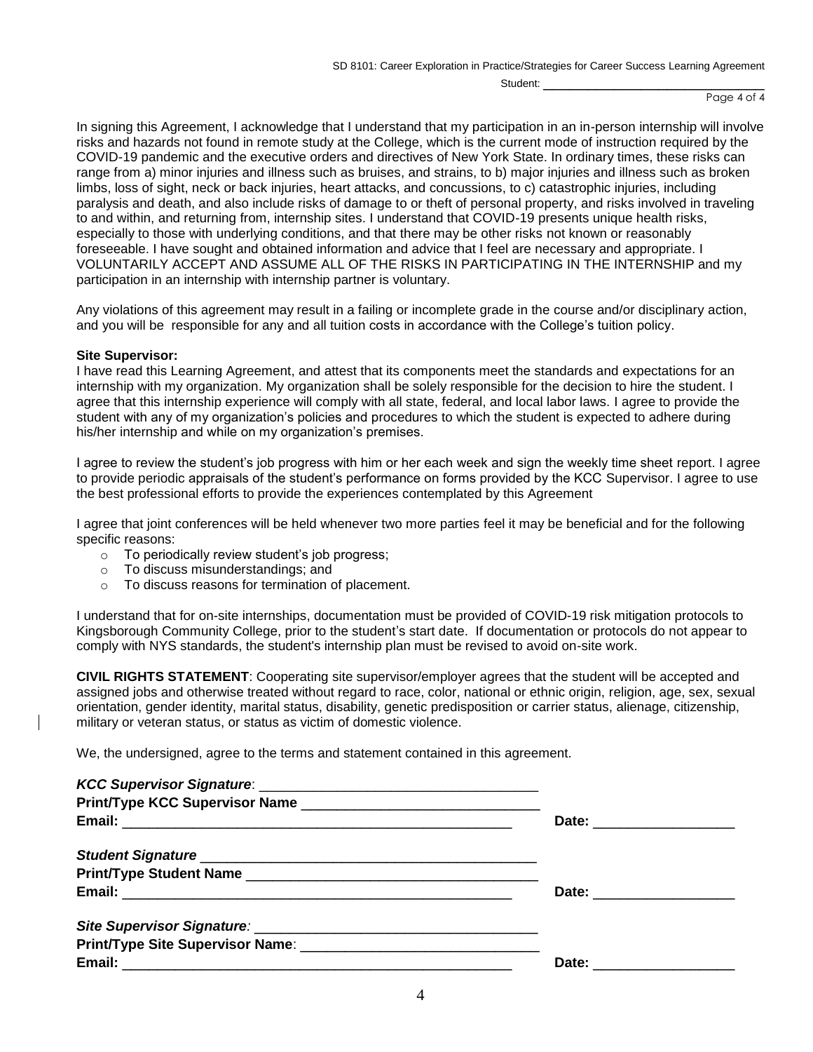In signing this Agreement, I acknowledge that I understand that my participation in an in-person internship will involve risks and hazards not found in remote study at the College, which is the current mode of instruction required by the COVID-19 pandemic and the executive orders and directives of New York State. In ordinary times, these risks can range from a) minor injuries and illness such as bruises, and strains, to b) major injuries and illness such as broken limbs, loss of sight, neck or back injuries, heart attacks, and concussions, to c) catastrophic injuries, including paralysis and death, and also include risks of damage to or theft of personal property, and risks involved in traveling to and within, and returning from, internship sites. I understand that COVID-19 presents unique health risks, especially to those with underlying conditions, and that there may be other risks not known or reasonably foreseeable. I have sought and obtained information and advice that I feel are necessary and appropriate. I VOLUNTARILY ACCEPT AND ASSUME ALL OF THE RISKS IN PARTICIPATING IN THE INTERNSHIP and my participation in an internship with internship partner is voluntary.

Any violations of this agreement may result in a failing or incomplete grade in the course and/or disciplinary action, and you will be responsible for any and all tuition costs in accordance with the College's tuition policy.

**Site Supervisor:**
I have read this Learning Agreement, and attest that its components meet the standards and expectations for an internship with my organization. My organization shall be solely responsible for the decision to hire the student. I agree that this internship experience will comply with all state, federal, and local labor laws. I agree to provide the student with any of my organization's policies and procedures to which the student is expected to adhere during his/her internship and while on my organization's premises.

I agree to review the student's job progress with him or her each week and sign the weekly time sheet report. I agree to provide periodic appraisals of the student's performance on forms provided by the KCC Supervisor. I agree to use the best professional efforts to provide the experiences contemplated by this Agreement

I agree that joint conferences will be held whenever two more parties feel it may be beneficial and for the following specific reasons:

- To periodically review student's job progress;
- To discuss misunderstandings; and
- To discuss reasons for termination of placement.

I understand that for on-site internships, documentation must be provided of COVID-19 risk mitigation protocols to Kingsborough Community College, prior to the student's start date. If documentation or protocols do not appear to comply with NYS standards, the student's internship plan must be revised to avoid on-site work.

**CIVIL RIGHTS STATEMENT**: Cooperating site supervisor/employer agrees that the student will be accepted and assigned jobs and otherwise treated without regard to race, color, national or ethnic origin, religion, age, sex, sexual orientation, gender identity, marital status, disability, genetic predisposition or carrier status, alienage, citizenship, military or veteran status, or status as victim of domestic violence.

We, the undersigned, agree to the terms and statement contained in this agreement.

***KCC Supervisor Signature***: ___________________________________
**Print/Type KCC Supervisor Name** ______________________________
**Email:** ____________________________________________________ **Date:** __________________

***Student Signature*** ___________________________________________
**Print/Type Student Name** ____________________________________
**Email:** ____________________________________________________ **Date:** __________________

***Site Supervisor Signature:*** ___________________________________
**Print/Type Site Supervisor Name**: ______________________________
**Email:** ____________________________________________________ **Date:** __________________